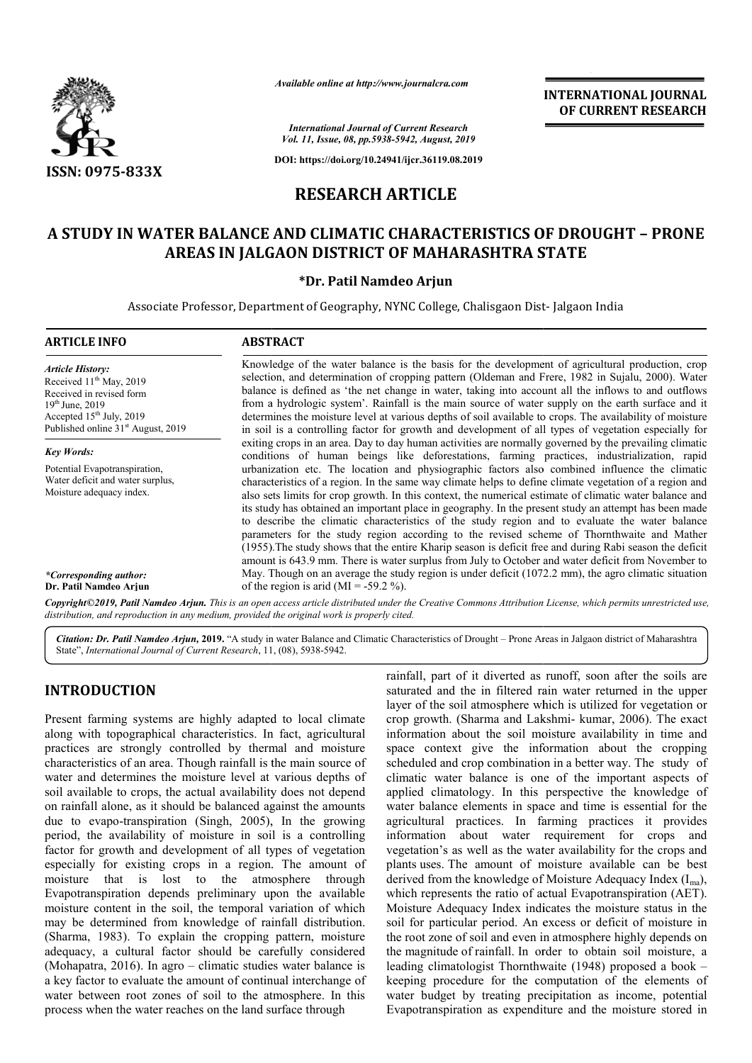*Available online at http://www.journalcra.com*

*International Journal of Current Research*
*Vol. 11, Issue, 08, pp.5938-5942, August, 2019*

**DOI: https://doi.org/10.24941/ijcr.36119.08.2019**

**ISSN: 0975-833X**

**INTERNATIONAL JOURNAL OF CURRENT RESEARCH**

# RESEARCH ARTICLE

# A STUDY IN WATER BALANCE AND CLIMATIC CHARACTERISTICS OF DROUGHT – PRONE AREAS IN JALGAON DISTRICT OF MAHARASHTRA STATE

**\*Dr. Patil Namdeo Arjun**

Associate Professor, Department of Geography, NYNC College, Chalisgaon Dist- Jalgaon India

## ARTICLE INFO

*Article History:*

Received 11th May, 2019
Received in revised form 19th June, 2019
Accepted 15th July, 2019
Published online 31st August, 2019

*Key Words:*

Potential Evapotranspiration, Water deficit and water surplus, Moisture adequacy index.

*\*Corresponding author:*
**Dr. Patil Namdeo Arjun**

## ABSTRACT

Knowledge of the water balance is the basis for the development of agricultural production, crop selection, and determination of cropping pattern (Oldeman and Frere, 1982 in Sujalu, 2000). Water balance is defined as 'the net change in water, taking into account all the inflows to and outflows from a hydrologic system'. Rainfall is the main source of water supply on the earth surface and it determines the moisture level at various depths of soil available to crops. The availability of moisture in soil is a controlling factor for growth and development of all types of vegetation especially for exiting crops in an area. Day to day human activities are normally governed by the prevailing climatic conditions of human beings like deforestations, farming practices, industrialization, rapid urbanization etc. The location and physiographic factors also combined influence the climatic characteristics of a region. In the same way climate helps to define climate vegetation of a region and also sets limits for crop growth. In this context, the numerical estimate of climatic water balance and its study has obtained an important place in geography. In the present study an attempt has been made to describe the climatic characteristics of the study region and to evaluate the water balance parameters for the study region according to the revised scheme of Thornthwaite and Mather (1955).The study shows that the entire Kharip season is deficit free and during Rabi season the deficit amount is 643.9 mm. There is water surplus from July to October and water deficit from November to May. Though on an average the study region is under deficit (1072.2 mm), the agro climatic situation of the region is arid (MI = -59.2 %).

*Copyright©2019, Patil Namdeo Arjun. This is an open access article distributed under the Creative Commons Attribution License, which permits unrestricted use, distribution, and reproduction in any medium, provided the original work is properly cited.*

*Citation: Dr. Patil Namdeo Arjun, 2019.* "A study in water Balance and Climatic Characteristics of Drought – Prone Areas in Jalgaon district of Maharashtra State", *International Journal of Current Research*, 11, (08), 5938-5942.

## INTRODUCTION

Present farming systems are highly adapted to local climate along with topographical characteristics. In fact, agricultural practices are strongly controlled by thermal and moisture characteristics of an area. Though rainfall is the main source of water and determines the moisture level at various depths of soil available to crops, the actual availability does not depend on rainfall alone, as it should be balanced against the amounts due to evapo-transpiration (Singh, 2005), In the growing period, the availability of moisture in soil is a controlling factor for growth and development of all types of vegetation especially for existing crops in a region. The amount of moisture that is lost to the atmosphere through Evapotranspiration depends preliminary upon the available moisture content in the soil, the temporal variation of which may be determined from knowledge of rainfall distribution. (Sharma, 1983). To explain the cropping pattern, moisture adequacy, a cultural factor should be carefully considered (Mohapatra, 2016). In agro – climatic studies water balance is a key factor to evaluate the amount of continual interchange of water between root zones of soil to the atmosphere. In this process when the water reaches on the land surface through rainfall, part of it diverted as runoff, soon after the soils are saturated and the in filtered rain water returned in the upper layer of the soil atmosphere which is utilized for vegetation or crop growth. (Sharma and Lakshmi- kumar, 2006). The exact information about the soil moisture availability in time and space context give the information about the cropping scheduled and crop combination in a better way. The study of climatic water balance is one of the important aspects of applied climatology. In this perspective the knowledge of water balance elements in space and time is essential for the agricultural practices. In farming practices it provides information about water requirement for crops and vegetation's as well as the water availability for the crops and plants uses. The amount of moisture available can be best derived from the knowledge of Moisture Adequacy Index ($I_{ma}$), which represents the ratio of actual Evapotranspiration (AET). Moisture Adequacy Index indicates the moisture status in the soil for particular period. An excess or deficit of moisture in the root zone of soil and even in atmosphere highly depends on the magnitude of rainfall. In order to obtain soil moisture, a leading climatologist Thornthwaite (1948) proposed a book – keeping procedure for the computation of the elements of water budget by treating precipitation as income, potential Evapotranspiration as expenditure and the moisture stored in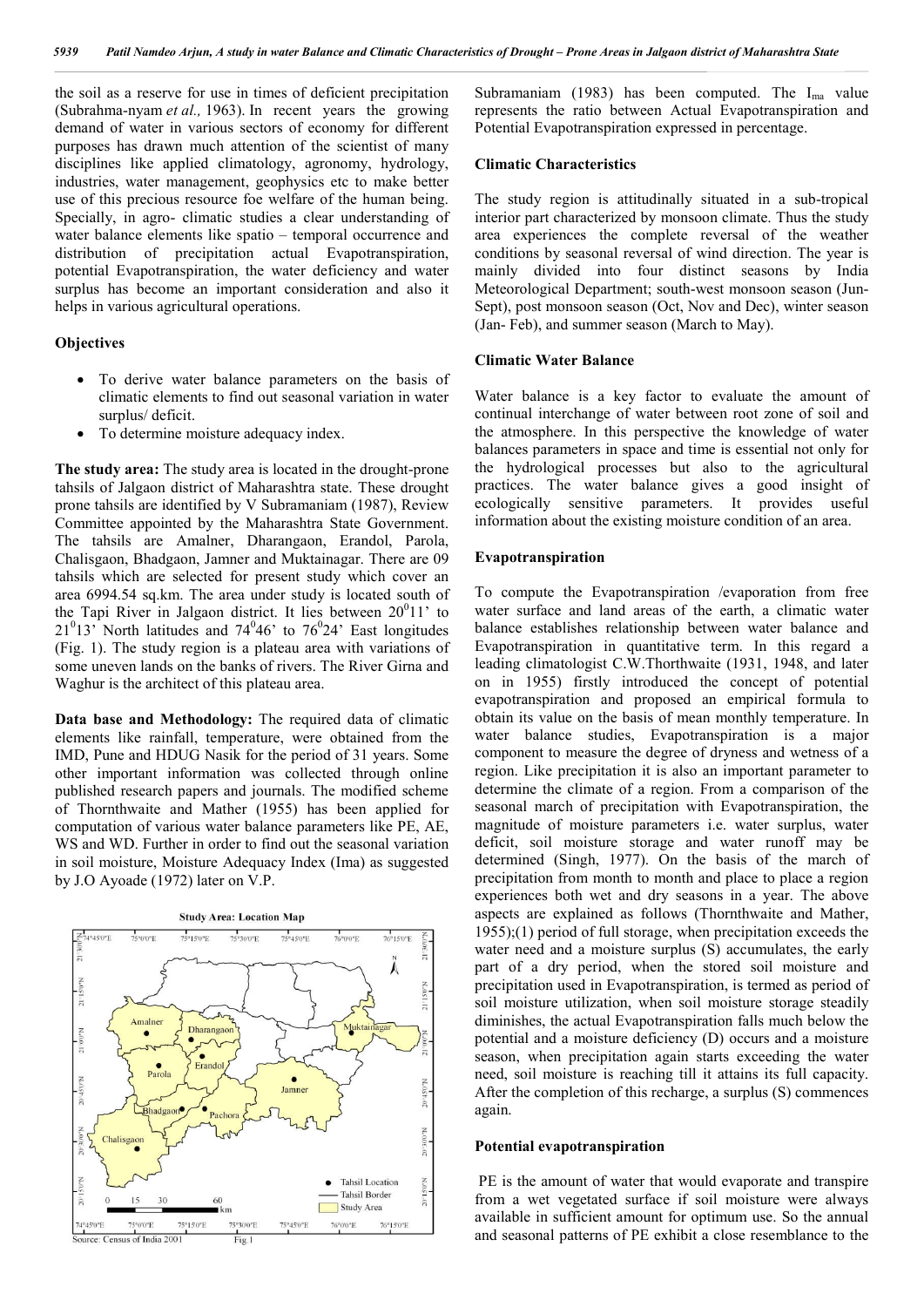the soil as a reserve for use in times of deficient precipitation (Subrahma-nyam *et al.,* 1963). In recent years the growing demand of water in various sectors of economy for different purposes has drawn much attention of the scientist of many disciplines like applied climatology, agronomy, hydrology, industries, water management, geophysics etc to make better use of this precious resource foe welfare of the human being. Specially, in agro- climatic studies a clear understanding of water balance elements like spatio – temporal occurrence and distribution of precipitation actual Evapotranspiration, potential Evapotranspiration, the water deficiency and water surplus has become an important consideration and also it helps in various agricultural operations.

### Objectives

- To derive water balance parameters on the basis of climatic elements to find out seasonal variation in water surplus/ deficit.
- To determine moisture adequacy index.

**The study area:** The study area is located in the drought-prone tahsils of Jalgaon district of Maharashtra state. These drought prone tahsils are identified by V Subramaniam (1987), Review Committee appointed by the Maharashtra State Government. The tahsils are Amalner, Dharangaon, Erandol, Parola, Chalisgaon, Bhadgaon, Jamner and Muktainagar. There are 09 tahsils which are selected for present study which cover an area 6994.54 sq.km. The area under study is located south of the Tapi River in Jalgaon district. It lies between $20^0 11'$ to $21^0 13'$ North latitudes and $74^0 46'$ to $76^0 24'$ East longitudes (Fig. 1). The study region is a plateau area with variations of some uneven lands on the banks of rivers. The River Girna and Waghur is the architect of this plateau area.

**Data base and Methodology:** The required data of climatic elements like rainfall, temperature, were obtained from the IMD, Pune and HDUG Nasik for the period of 31 years. Some other important information was collected through online published research papers and journals. The modified scheme of Thornthwaite and Mather (1955) has been applied for computation of various water balance parameters like PE, AE, WS and WD. Further in order to find out the seasonal variation in soil moisture, Moisture Adequacy Index (Ima) as suggested by J.O Ayoade (1972) later on V.P. Subramaniam (1983) has been computed. The $I_{ma}$ value represents the ratio between Actual Evapotranspiration and Potential Evapotranspiration expressed in percentage.

Study Area: Location Map

Source: Census of India 2001 Fig.1

### Climatic Characteristics

The study region is attitudinally situated in a sub-tropical interior part characterized by monsoon climate. Thus the study area experiences the complete reversal of the weather conditions by seasonal reversal of wind direction. The year is mainly divided into four distinct seasons by India Meteorological Department; south-west monsoon season (Jun-Sept), post monsoon season (Oct, Nov and Dec), winter season (Jan- Feb), and summer season (March to May).

### Climatic Water Balance

Water balance is a key factor to evaluate the amount of continual interchange of water between root zone of soil and the atmosphere. In this perspective the knowledge of water balances parameters in space and time is essential not only for the hydrological processes but also to the agricultural practices. The water balance gives a good insight of ecologically sensitive parameters. It provides useful information about the existing moisture condition of an area.

### Evapotranspiration

To compute the Evapotranspiration /evaporation from free water surface and land areas of the earth, a climatic water balance establishes relationship between water balance and Evapotranspiration in quantitative term. In this regard a leading climatologist C.W.Thorthwaite (1931, 1948, and later on in 1955) firstly introduced the concept of potential evapotranspiration and proposed an empirical formula to obtain its value on the basis of mean monthly temperature. In water balance studies, Evapotranspiration is a major component to measure the degree of dryness and wetness of a region. Like precipitation it is also an important parameter to determine the climate of a region. From a comparison of the seasonal march of precipitation with Evapotranspiration, the magnitude of moisture parameters i.e. water surplus, water deficit, soil moisture storage and water runoff may be determined (Singh, 1977). On the basis of the march of precipitation from month to month and place to place a region experiences both wet and dry seasons in a year. The above aspects are explained as follows (Thornthwaite and Mather, 1955);(1) period of full storage, when precipitation exceeds the water need and a moisture surplus (S) accumulates, the early part of a dry period, when the stored soil moisture and precipitation used in Evapotranspiration, is termed as period of soil moisture utilization, when soil moisture storage steadily diminishes, the actual Evapotranspiration falls much below the potential and a moisture deficiency (D) occurs and a moisture season, when precipitation again starts exceeding the water need, soil moisture is reaching till it attains its full capacity. After the completion of this recharge, a surplus (S) commences again.

### Potential evapotranspiration

PE is the amount of water that would evaporate and transpire from a wet vegetated surface if soil moisture were always available in sufficient amount for optimum use. So the annual and seasonal patterns of PE exhibit a close resemblance to the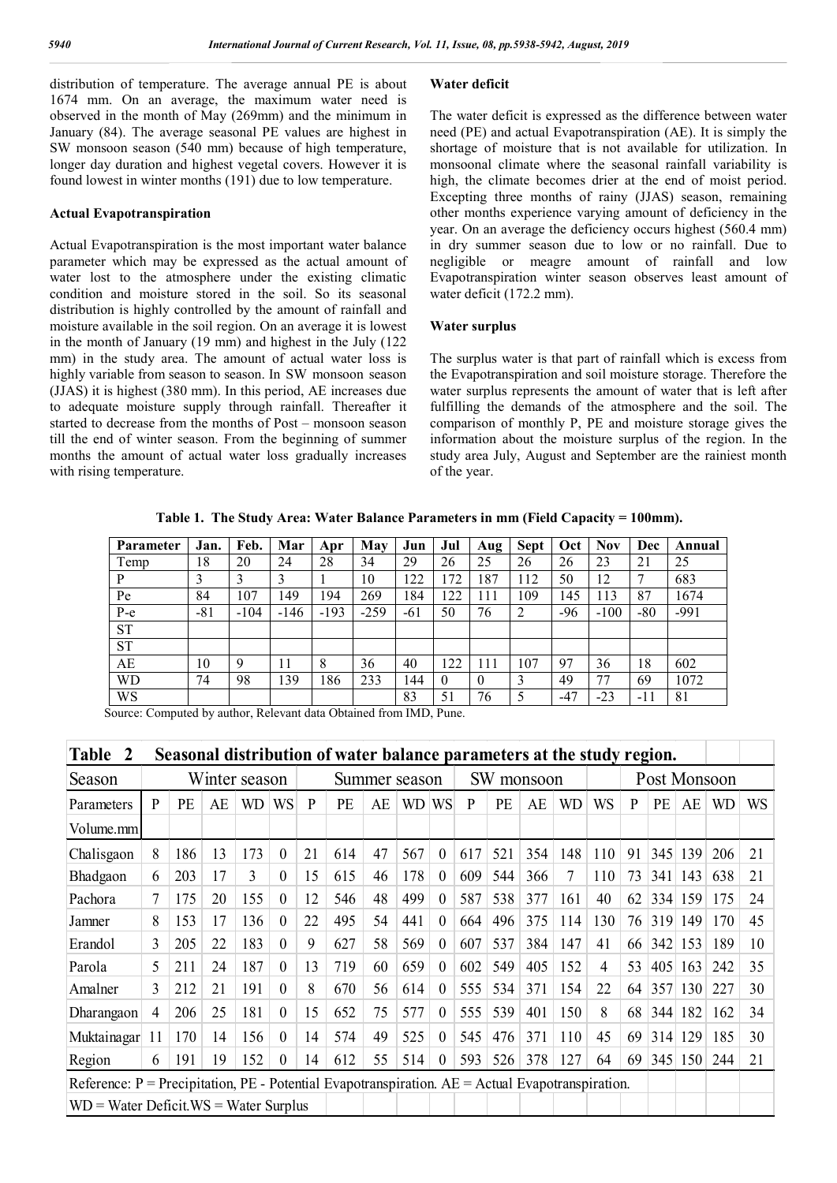distribution of temperature. The average annual PE is about 1674 mm. On an average, the maximum water need is observed in the month of May (269mm) and the minimum in January (84). The average seasonal PE values are highest in SW monsoon season (540 mm) because of high temperature, longer day duration and highest vegetal covers. However it is found lowest in winter months (191) due to low temperature.

### Actual Evapotranspiration

Actual Evapotranspiration is the most important water balance parameter which may be expressed as the actual amount of water lost to the atmosphere under the existing climatic condition and moisture stored in the soil. So its seasonal distribution is highly controlled by the amount of rainfall and moisture available in the soil region. On an average it is lowest in the month of January (19 mm) and highest in the July (122 mm) in the study area. The amount of actual water loss is highly variable from season to season. In SW monsoon season (JJAS) it is highest (380 mm). In this period, AE increases due to adequate moisture supply through rainfall. Thereafter it started to decrease from the months of Post – monsoon season till the end of winter season. From the beginning of summer months the amount of actual water loss gradually increases with rising temperature.

### Water deficit

The water deficit is expressed as the difference between water need (PE) and actual Evapotranspiration (AE). It is simply the shortage of moisture that is not available for utilization. In monsoonal climate where the seasonal rainfall variability is high, the climate becomes drier at the end of moist period. Excepting three months of rainy (JJAS) season, remaining other months experience varying amount of deficiency in the year. On an average the deficiency occurs highest (560.4 mm) in dry summer season due to low or no rainfall. Due to negligible or meagre amount of rainfall and low Evapotranspiration winter season observes least amount of water deficit (172.2 mm).

### Water surplus

The surplus water is that part of rainfall which is excess from the Evapotranspiration and soil moisture storage. Therefore the water surplus represents the amount of water that is left after fulfilling the demands of the atmosphere and the soil. The comparison of monthly P, PE and moisture storage gives the information about the moisture surplus of the region. In the study area July, August and September are the rainiest month of the year.

**Table 1. The Study Area: Water Balance Parameters in mm (Field Capacity = 100mm).**

| Parameter | Jan. | Feb. | Mar | Apr | May | Jun | Jul | Aug | Sept | Oct | Nov | Dec | Annual |
|---|---|---|---|---|---|---|---|---|---|---|---|---|---|
| Temp | 18 | 20 | 24 | 28 | 34 | 29 | 26 | 25 | 26 | 26 | 23 | 21 | 25 |
| P | 3 | 3 | 3 | 1 | 10 | 122 | 172 | 187 | 112 | 50 | 12 | 7 | 683 |
| Pe | 84 | 107 | 149 | 194 | 269 | 184 | 122 | 111 | 109 | 145 | 113 | 87 | 1674 |
| P-e | -81 | -104 | -146 | -193 | -259 | -61 | 50 | 76 | 2 | -96 | -100 | -80 | -991 |
| ST | | | | | | | | | | | | | |
| ST | | | | | | | | | | | | | |
| AE | 10 | 9 | 11 | 8 | 36 | 40 | 122 | 111 | 107 | 97 | 36 | 18 | 602 |
| WD | 74 | 98 | 139 | 186 | 233 | 144 | 0 | 0 | 3 | 49 | 77 | 69 | 1072 |
| WS | | | | | | 83 | 51 | 76 | 5 | -47 | -23 | -11 | 81 |

Source: Computed by author, Relevant data Obtained from IMD, Pune.

**Table 2 Seasonal distribution of water balance parameters at the study region.**

| Season | Winter season | | | | | Summer season | | | | | SW monsoon | | | | | Post Monsoon | | | | |
|---|---|---|---|---|---|---|---|---|---|---|---|---|---|---|---|---|---|---|---|---|
| Parameters Volume.mm | P | PE | AE | WD | WS | P | PE | AE | WD | WS | P | PE | AE | WD | WS | P | PE | AE | WD | WS |
| Chalisgaon | 8 | 186 | 13 | 173 | 0 | 21 | 614 | 47 | 567 | 0 | 617 | 521 | 354 | 148 | 110 | 91 | 345 | 139 | 206 | 21 |
| Bhadgaon | 6 | 203 | 17 | 3 | 0 | 15 | 615 | 46 | 178 | 0 | 609 | 544 | 366 | 7 | 110 | 73 | 341 | 143 | 638 | 21 |
| Pachora | 7 | 175 | 20 | 155 | 0 | 12 | 546 | 48 | 499 | 0 | 587 | 538 | 377 | 161 | 40 | 62 | 334 | 159 | 175 | 24 |
| Jamner | 8 | 153 | 17 | 136 | 0 | 22 | 495 | 54 | 441 | 0 | 664 | 496 | 375 | 114 | 130 | 76 | 319 | 149 | 170 | 45 |
| Erandol | 3 | 205 | 22 | 183 | 0 | 9 | 627 | 58 | 569 | 0 | 607 | 537 | 384 | 147 | 41 | 66 | 342 | 153 | 189 | 10 |
| Parola | 5 | 211 | 24 | 187 | 0 | 13 | 719 | 60 | 659 | 0 | 602 | 549 | 405 | 152 | 4 | 53 | 405 | 163 | 242 | 35 |
| Amalner | 3 | 212 | 21 | 191 | 0 | 8 | 670 | 56 | 614 | 0 | 555 | 534 | 371 | 154 | 22 | 64 | 357 | 130 | 227 | 30 |
| Dharangaon | 4 | 206 | 25 | 181 | 0 | 15 | 652 | 75 | 577 | 0 | 555 | 539 | 401 | 150 | 8 | 68 | 344 | 182 | 162 | 34 |
| Muktainagar | 11 | 170 | 14 | 156 | 0 | 14 | 574 | 49 | 525 | 0 | 545 | 476 | 371 | 110 | 45 | 69 | 314 | 129 | 185 | 30 |
| Region | 6 | 191 | 19 | 152 | 0 | 14 | 612 | 55 | 514 | 0 | 593 | 526 | 378 | 127 | 64 | 69 | 345 | 150 | 244 | 21 |

Reference: P = Precipitation, PE - Potential Evapotranspiration. AE = Actual Evapotranspiration.
WD = Water Deficit. WS = Water Surplus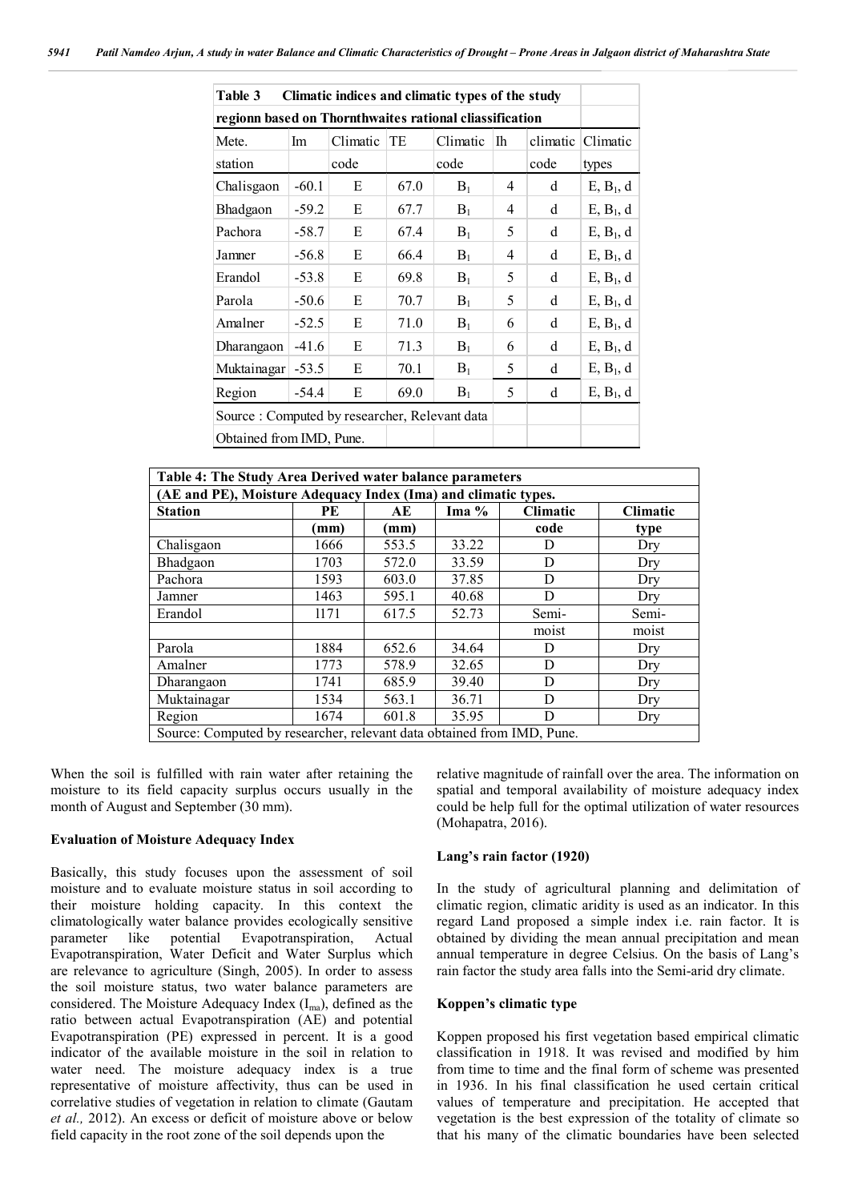| Table 3 Climatic indices and climatic types of the study regionn based on Thornthwaites rational cliassification | | | | | | | |
|---|---|---|---|---|---|---|---|
| Mete. station | Im | Climatic code | TE | Climatic code | Ih | climatic code | Climatic types |
| Chalisgaon | -60.1 | E | 67.0 | $B_1$ | 4 | d | E, $B_1$, d |
| Bhadgaon | -59.2 | E | 67.7 | $B_1$ | 4 | d | E, $B_1$, d |
| Pachora | -58.7 | E | 67.4 | $B_1$ | 5 | d | E, $B_1$, d |
| Jamner | -56.8 | E | 66.4 | $B_1$ | 4 | d | E, $B_1$, d |
| Erandol | -53.8 | E | 69.8 | $B_1$ | 5 | d | E, $B_1$, d |
| Parola | -50.6 | E | 70.7 | $B_1$ | 5 | d | E, $B_1$, d |
| Amalner | -52.5 | E | 71.0 | $B_1$ | 6 | d | E, $B_1$, d |
| Dharangaon | -41.6 | E | 71.3 | $B_1$ | 6 | d | E, $B_1$, d |
| Muktainagar | -53.5 | E | 70.1 | $B_1$ | 5 | d | E, $B_1$, d |
| Region | -54.4 | E | 69.0 | $B_1$ | 5 | d | E, $B_1$, d |
| Source : Computed by researcher, Relevant data Obtained from IMD, Pune. | | | | | | | |

| Table 4: The Study Area Derived water balance parameters (AE and PE), Moisture Adequacy Index (Ima) and climatic types. | | | | | |
|---|---|---|---|---|---|
| Station | PE (mm) | AE (mm) | Ima % | Climatic code | Climatic type |
| Chalisgaon | 1666 | 553.5 | 33.22 | D | Dry |
| Bhadgaon | 1703 | 572.0 | 33.59 | D | Dry |
| Pachora | 1593 | 603.0 | 37.85 | D | Dry |
| Jamner | 1463 | 595.1 | 40.68 | D | Dry |
| Erandol | 1171 | 617.5 | 52.73 | Semi-moist | Semi-moist |
| Parola | 1884 | 652.6 | 34.64 | D | Dry |
| Amalner | 1773 | 578.9 | 32.65 | D | Dry |
| Dharangaon | 1741 | 685.9 | 39.40 | D | Dry |
| Muktainagar | 1534 | 563.1 | 36.71 | D | Dry |
| Region | 1674 | 601.8 | 35.95 | D | Dry |
| Source: Computed by researcher, relevant data obtained from IMD, Pune. | | | | | |

When the soil is fulfilled with rain water after retaining the moisture to its field capacity surplus occurs usually in the month of August and September (30 mm).

### Evaluation of Moisture Adequacy Index

Basically, this study focuses upon the assessment of soil moisture and to evaluate moisture status in soil according to their moisture holding capacity. In this context the climatologically water balance provides ecologically sensitive parameter like potential Evapotranspiration, Actual Evapotranspiration, Water Deficit and Water Surplus which are relevance to agriculture (Singh, 2005). In order to assess the soil moisture status, two water balance parameters are considered. The Moisture Adequacy Index ($I_{ma}$), defined as the ratio between actual Evapotranspiration (AE) and potential Evapotranspiration (PE) expressed in percent. It is a good indicator of the available moisture in the soil in relation to water need. The moisture adequacy index is a true representative of moisture affectivity, thus can be used in correlative studies of vegetation in relation to climate (Gautam *et al.,* 2012). An excess or deficit of moisture above or below field capacity in the root zone of the soil depends upon the relative magnitude of rainfall over the area. The information on spatial and temporal availability of moisture adequacy index could be help full for the optimal utilization of water resources (Mohapatra, 2016).

### Lang's rain factor (1920)

In the study of agricultural planning and delimitation of climatic region, climatic aridity is used as an indicator. In this regard Land proposed a simple index i.e. rain factor. It is obtained by dividing the mean annual precipitation and mean annual temperature in degree Celsius. On the basis of Lang's rain factor the study area falls into the Semi-arid dry climate.

### Koppen's climatic type

Koppen proposed his first vegetation based empirical climatic classification in 1918. It was revised and modified by him from time to time and the final form of scheme was presented in 1936. In his final classification he used certain critical values of temperature and precipitation. He accepted that vegetation is the best expression of the totality of climate so that his many of the climatic boundaries have been selected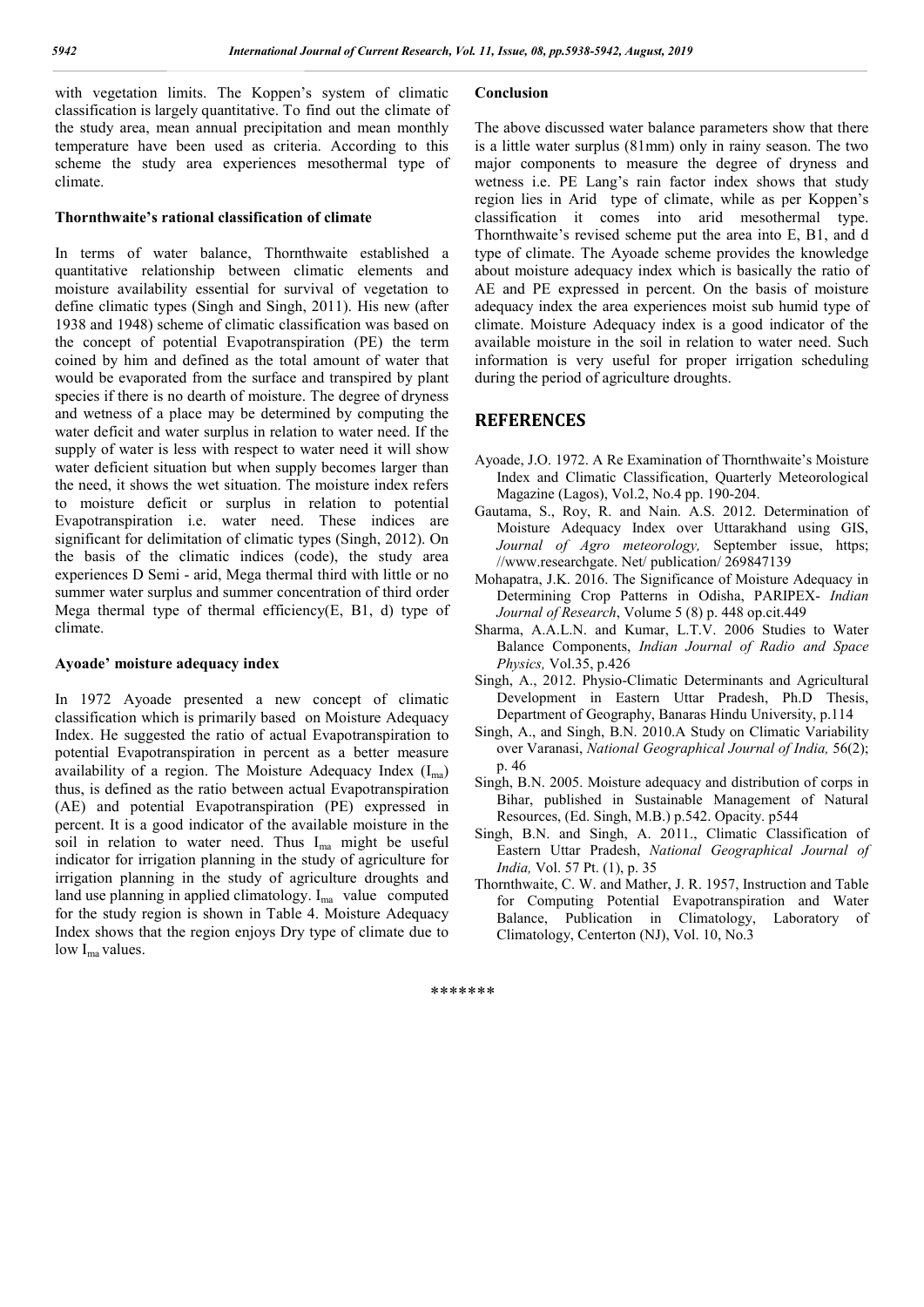with vegetation limits. The Koppen's system of climatic classification is largely quantitative. To find out the climate of the study area, mean annual precipitation and mean monthly temperature have been used as criteria. According to this scheme the study area experiences mesothermal type of climate.

**Thornthwaite's rational classification of climate**

In terms of water balance, Thornthwaite established a quantitative relationship between climatic elements and moisture availability essential for survival of vegetation to define climatic types (Singh and Singh, 2011). His new (after 1938 and 1948) scheme of climatic classification was based on the concept of potential Evapotranspiration (PE) the term coined by him and defined as the total amount of water that would be evaporated from the surface and transpired by plant species if there is no dearth of moisture. The degree of dryness and wetness of a place may be determined by computing the water deficit and water surplus in relation to water need. If the supply of water is less with respect to water need it will show water deficient situation but when supply becomes larger than the need, it shows the wet situation. The moisture index refers to moisture deficit or surplus in relation to potential Evapotranspiration i.e. water need. These indices are significant for delimitation of climatic types (Singh, 2012). On the basis of the climatic indices (code), the study area experiences D Semi - arid, Mega thermal third with little or no summer water surplus and summer concentration of third order Mega thermal type of thermal efficiency(E, B1, d) type of climate.

**Ayoade' moisture adequacy index**

In 1972 Ayoade presented a new concept of climatic classification which is primarily based on Moisture Adequacy Index. He suggested the ratio of actual Evapotranspiration to potential Evapotranspiration in percent as a better measure availability of a region. The Moisture Adequacy Index ($I_{ma}$) thus, is defined as the ratio between actual Evapotranspiration (AE) and potential Evapotranspiration (PE) expressed in percent. It is a good indicator of the available moisture in the soil in relation to water need. Thus $I_{ma}$ might be useful indicator for irrigation planning in the study of agriculture for irrigation planning in the study of agriculture droughts and land use planning in applied climatology. $I_{ma}$ value computed for the study region is shown in Table 4. Moisture Adequacy Index shows that the region enjoys Dry type of climate due to low $I_{ma}$ values.

**Conclusion**

The above discussed water balance parameters show that there is a little water surplus (81mm) only in rainy season. The two major components to measure the degree of dryness and wetness i.e. PE Lang's rain factor index shows that study region lies in Arid type of climate, while as per Koppen's classification it comes into arid mesothermal type. Thornthwaite's revised scheme put the area into E, B1, and d type of climate. The Ayoade scheme provides the knowledge about moisture adequacy index which is basically the ratio of AE and PE expressed in percent. On the basis of moisture adequacy index the area experiences moist sub humid type of climate. Moisture Adequacy index is a good indicator of the available moisture in the soil in relation to water need. Such information is very useful for proper irrigation scheduling during the period of agriculture droughts.

## REFERENCES

- Ayoade, J.O. 1972. A Re Examination of Thornthwaite's Moisture Index and Climatic Classification, Quarterly Meteorological Magazine (Lagos), Vol.2, No.4 pp. 190-204.
- Gautama, S., Roy, R. and Nain. A.S. 2012. Determination of Moisture Adequacy Index over Uttarakhand using GIS, *Journal of Agro meteorology,* September issue, https; //www.researchgate. Net/ publication/ 269847139
- Mohapatra, J.K. 2016. The Significance of Moisture Adequacy in Determining Crop Patterns in Odisha, PARIPEX- *Indian Journal of Research*, Volume 5 (8) p. 448 op.cit.449
- Sharma, A.A.L.N. and Kumar, L.T.V. 2006 Studies to Water Balance Components, *Indian Journal of Radio and Space Physics,* Vol.35, p.426
- Singh, A., 2012. Physio-Climatic Determinants and Agricultural Development in Eastern Uttar Pradesh, Ph.D Thesis, Department of Geography, Banaras Hindu University, p.114
- Singh, A., and Singh, B.N. 2010.A Study on Climatic Variability over Varanasi, *National Geographical Journal of India,* 56(2); p. 46
- Singh, B.N. 2005. Moisture adequacy and distribution of corps in Bihar, published in Sustainable Management of Natural Resources, (Ed. Singh, M.B.) p.542. Opacity. p544
- Singh, B.N. and Singh, A. 2011., Climatic Classification of Eastern Uttar Pradesh, *National Geographical Journal of India,* Vol. 57 Pt. (1), p. 35
- Thornthwaite, C. W. and Mather, J. R. 1957, Instruction and Table for Computing Potential Evapotranspiration and Water Balance, Publication in Climatology, Laboratory of Climatology, Centerton (NJ), Vol. 10, No.3

\*\*\*\*\*\*\*